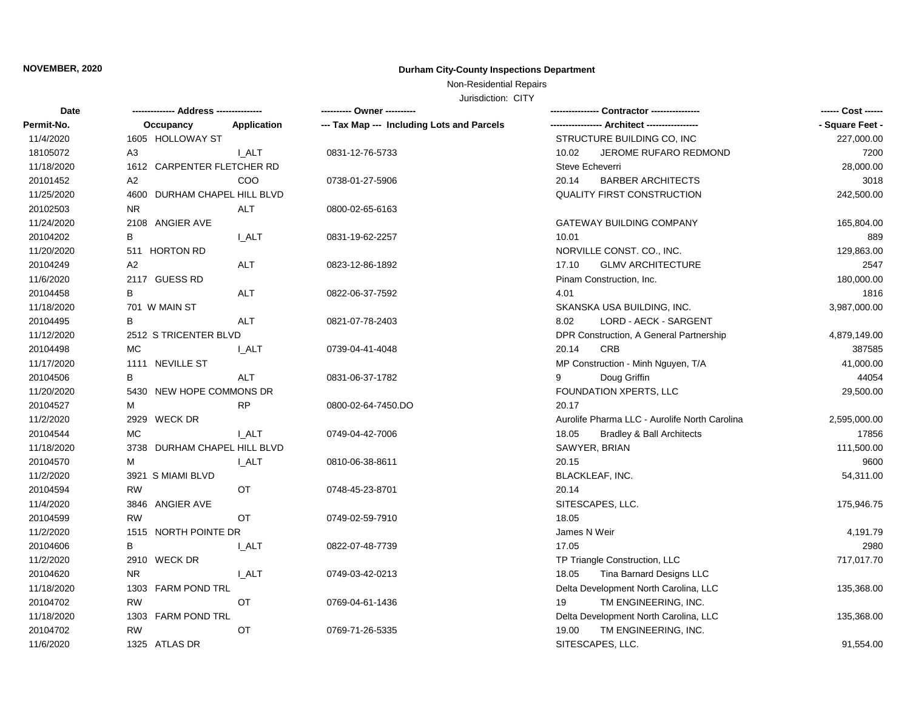**NOVEMBER, 2020**

# Durham City-County Inspections Department

Non-Residential Repairs

Jurisdiction: CITY

| Date<br>Permit-No. | ------------- Address -------------<br>Occupancy | Application | ---------- Owner ----------<br>--- Tax Map --- Including Lots and Parcels | --------------- Contractor ---------------<br>---------------- Architect ---------------- | ------ Cost ------<br>- Square Feet - |
|---|---|---|---|---|---|
| 11/4/2020 | 1605 HOLLOWAY ST | | | STRUCTURE BUILDING CO, INC | 227,000.00 |
| 18105072 | A3 | I_ALT | 0831-12-76-5733 | 10.02 JEROME RUFARO REDMOND | 7200 |
| 11/18/2020 | 1612 CARPENTER FLETCHER RD | | | Steve Echeverri | 28,000.00 |
| 20101452 | A2 | COO | 0738-01-27-5906 | 20.14 BARBER ARCHITECTS | 3018 |
| 11/25/2020 | 4600 DURHAM CHAPEL HILL BLVD | | | QUALITY FIRST CONSTRUCTION | 242,500.00 |
| 20102503 | NR | ALT | 0800-02-65-6163 | | |
| 11/24/2020 | 2108 ANGIER AVE | | | GATEWAY BUILDING COMPANY | 165,804.00 |
| 20104202 | B | I_ALT | 0831-19-62-2257 | 10.01 | 889 |
| 11/20/2020 | 511 HORTON RD | | | NORVILLE CONST. CO., INC. | 129,863.00 |
| 20104249 | A2 | ALT | 0823-12-86-1892 | 17.10 GLMV ARCHITECTURE | 2547 |
| 11/6/2020 | 2117 GUESS RD | | | Pinam Construction, Inc. | 180,000.00 |
| 20104458 | B | ALT | 0822-06-37-7592 | 4.01 | 1816 |
| 11/18/2020 | 701 W MAIN ST | | | SKANSKA USA BUILDING, INC. | 3,987,000.00 |
| 20104495 | B | ALT | 0821-07-78-2403 | 8.02 LORD - AECK - SARGENT | |
| 11/12/2020 | 2512 S TRICENTER BLVD | | | DPR Construction, A General Partnership | 4,879,149.00 |
| 20104498 | MC | I_ALT | 0739-04-41-4048 | 20.14 CRB | 387585 |
| 11/17/2020 | 1111 NEVILLE ST | | | MP Construction - Minh Nguyen, T/A | 41,000.00 |
| 20104506 | B | ALT | 0831-06-37-1782 | 9 Doug Griffin | 44054 |
| 11/20/2020 | 5430 NEW HOPE COMMONS DR | | | FOUNDATION XPERTS, LLC | 29,500.00 |
| 20104527 | M | RP | 0800-02-64-7450.DO | 20.17 | |
| 11/2/2020 | 2929 WECK DR | | | Aurolife Pharma LLC - Aurolife North Carolina | 2,595,000.00 |
| 20104544 | MC | I_ALT | 0749-04-42-7006 | 18.05 Bradley & Ball Architects | 17856 |
| 11/18/2020 | 3738 DURHAM CHAPEL HILL BLVD | | | SAWYER, BRIAN | 111,500.00 |
| 20104570 | M | I_ALT | 0810-06-38-8611 | 20.15 | 9600 |
| 11/2/2020 | 3921 S MIAMI BLVD | | | BLACKLEAF, INC. | 54,311.00 |
| 20104594 | RW | OT | 0748-45-23-8701 | 20.14 | |
| 11/4/2020 | 3846 ANGIER AVE | | | SITESCAPES, LLC. | 175,946.75 |
| 20104599 | RW | OT | 0749-02-59-7910 | 18.05 | |
| 11/2/2020 | 1515 NORTH POINTE DR | | | James N Weir | 4,191.79 |
| 20104606 | B | I_ALT | 0822-07-48-7739 | 17.05 | 2980 |
| 11/2/2020 | 2910 WECK DR | | | TP Triangle Construction, LLC | 717,017.70 |
| 20104620 | NR | I_ALT | 0749-03-42-0213 | 18.05 Tina Barnard Designs LLC | |
| 11/18/2020 | 1303 FARM POND TRL | | | Delta Development North Carolina, LLC | 135,368.00 |
| 20104702 | RW | OT | 0769-04-61-1436 | 19 TM ENGINEERING, INC. | |
| 11/18/2020 | 1303 FARM POND TRL | | | Delta Development North Carolina, LLC | 135,368.00 |
| 20104702 | RW | OT | 0769-71-26-5335 | 19.00 TM ENGINEERING, INC. | |
| 11/6/2020 | 1325 ATLAS DR | | | SITESCAPES, LLC. | 91,554.00 |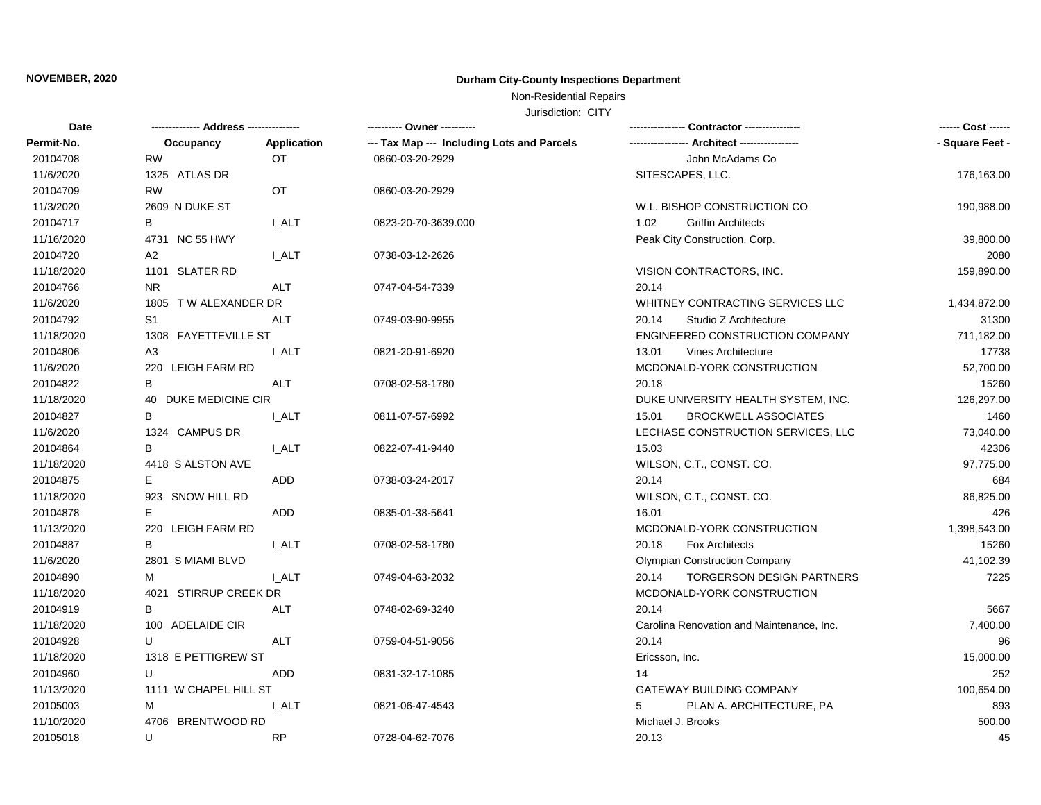**NOVEMBER, 2020**

**Durham City-County Inspections Department**

Non-Residential Repairs

Jurisdiction: CITY

| Date<br>Permit-No. | -------------- Address --------------<br>Occupancy | <br>Application | ---------- Owner ----------<br>--- Tax Map --- Including Lots and Parcels | ---------------- Contractor ----------------<br>----------------- Architect ----------------- | ------ Cost ------<br>- Square Feet - |
|---|---|---|---|---|---|
| 20104708 | RW | OT | 0860-03-20-2929 | John McAdams Co | |
| 11/6/2020 | 1325 ATLAS DR | | | SITESCAPES, LLC. | 176,163.00 |
| 20104709 | RW | OT | 0860-03-20-2929 | | |
| 11/3/2020 | 2609 N DUKE ST | | | W.L. BISHOP CONSTRUCTION CO | 190,988.00 |
| 20104717 | B | I_ALT | 0823-20-70-3639.000 | 1.02 Griffin Architects | |
| 11/16/2020 | 4731 NC 55 HWY | | | Peak City Construction, Corp. | 39,800.00 |
| 20104720 | A2 | I_ALT | 0738-03-12-2626 | | 2080 |
| 11/18/2020 | 1101 SLATER RD | | | VISION CONTRACTORS, INC. | 159,890.00 |
| 20104766 | NR | ALT | 0747-04-54-7339 | 20.14 | |
| 11/6/2020 | 1805 T W ALEXANDER DR | | | WHITNEY CONTRACTING SERVICES LLC | 1,434,872.00 |
| 20104792 | S1 | ALT | 0749-03-90-9955 | 20.14 Studio Z Architecture | 31300 |
| 11/18/2020 | 1308 FAYETTEVILLE ST | | | ENGINEERED CONSTRUCTION COMPANY | 711,182.00 |
| 20104806 | A3 | I_ALT | 0821-20-91-6920 | 13.01 Vines Architecture | 17738 |
| 11/6/2020 | 220 LEIGH FARM RD | | | MCDONALD-YORK CONSTRUCTION | 52,700.00 |
| 20104822 | B | ALT | 0708-02-58-1780 | 20.18 | 15260 |
| 11/18/2020 | 40 DUKE MEDICINE CIR | | | DUKE UNIVERSITY HEALTH SYSTEM, INC. | 126,297.00 |
| 20104827 | B | I_ALT | 0811-07-57-6992 | 15.01 BROCKWELL ASSOCIATES | 1460 |
| 11/6/2020 | 1324 CAMPUS DR | | | LECHASE CONSTRUCTION SERVICES, LLC | 73,040.00 |
| 20104864 | B | I_ALT | 0822-07-41-9440 | 15.03 | 42306 |
| 11/18/2020 | 4418 S ALSTON AVE | | | WILSON, C.T., CONST. CO. | 97,775.00 |
| 20104875 | E | ADD | 0738-03-24-2017 | 20.14 | 684 |
| 11/18/2020 | 923 SNOW HILL RD | | | WILSON, C.T., CONST. CO. | 86,825.00 |
| 20104878 | E | ADD | 0835-01-38-5641 | 16.01 | 426 |
| 11/13/2020 | 220 LEIGH FARM RD | | | MCDONALD-YORK CONSTRUCTION | 1,398,543.00 |
| 20104887 | B | I_ALT | 0708-02-58-1780 | 20.18 Fox Architects | 15260 |
| 11/6/2020 | 2801 S MIAMI BLVD | | | Olympian Construction Company | 41,102.39 |
| 20104890 | M | I_ALT | 0749-04-63-2032 | 20.14 TORGERSON DESIGN PARTNERS | 7225 |
| 11/18/2020 | 4021 STIRRUP CREEK DR | | | MCDONALD-YORK CONSTRUCTION | |
| 20104919 | B | ALT | 0748-02-69-3240 | 20.14 | 5667 |
| 11/18/2020 | 100 ADELAIDE CIR | | | Carolina Renovation and Maintenance, Inc. | 7,400.00 |
| 20104928 | U | ALT | 0759-04-51-9056 | 20.14 | 96 |
| 11/18/2020 | 1318 E PETTIGREW ST | | | Ericsson, Inc. | 15,000.00 |
| 20104960 | U | ADD | 0831-32-17-1085 | 14 | 252 |
| 11/13/2020 | 1111 W CHAPEL HILL ST | | | GATEWAY BUILDING COMPANY | 100,654.00 |
| 20105003 | M | I_ALT | 0821-06-47-4543 | 5 PLAN A. ARCHITECTURE, PA | 893 |
| 11/10/2020 | 4706 BRENTWOOD RD | | | Michael J. Brooks | 500.00 |
| 20105018 | U | RP | 0728-04-62-7076 | 20.13 | 45 |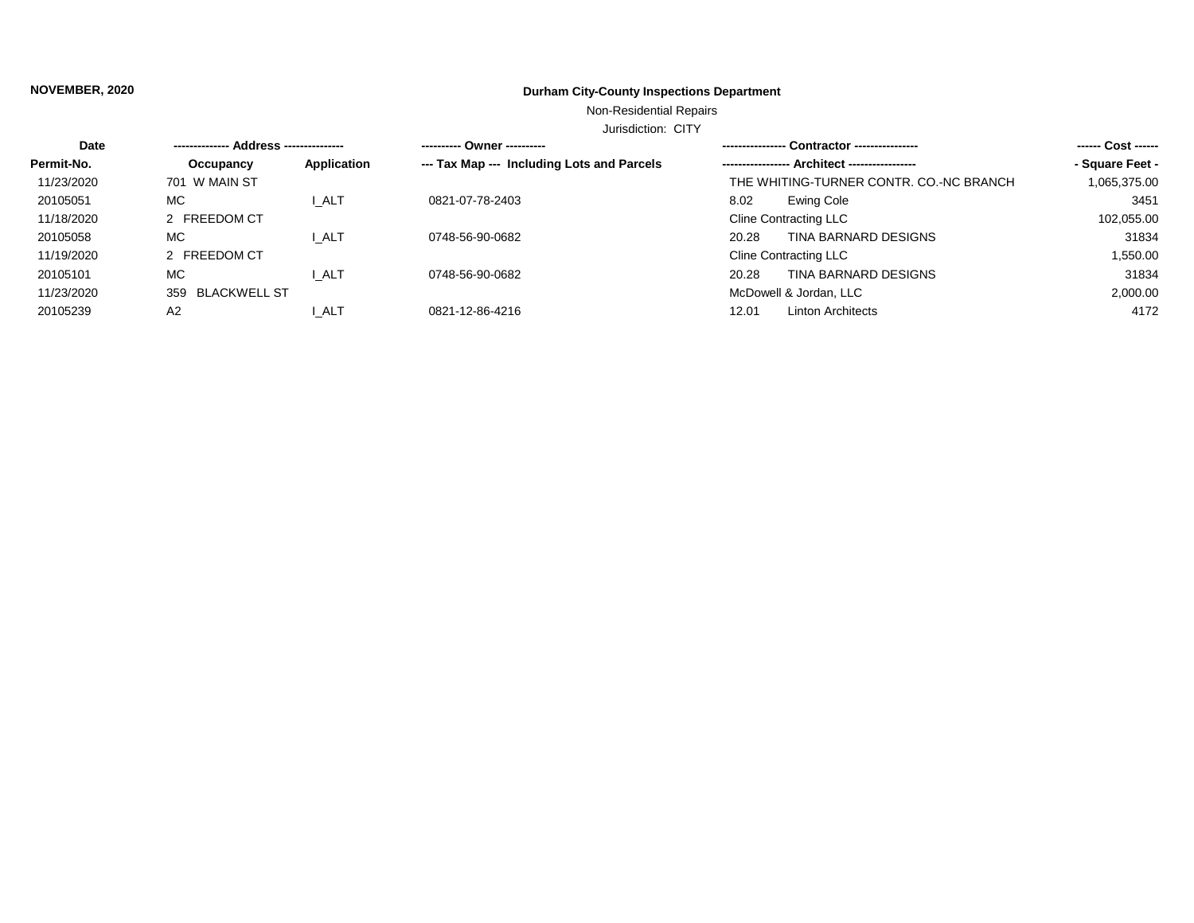**NOVEMBER, 2020**

**Durham City-County Inspections Department**

Non-Residential Repairs

Jurisdiction: CITY

| Date<br>Permit-No. | -------------- Address ---------------<br>Occupancy | <br>Application | ---------- Owner ----------<br>--- Tax Map --- Including Lots and Parcels | ---------------- Contractor ----------------<br>----------------- Architect ----------------- | ------ Cost ------<br>- Square Feet - |
|---|---|---|---|---|---|
| 11/23/2020 | 701 W MAIN ST | | | THE WHITING-TURNER CONTR. CO.-NC BRANCH | 1,065,375.00 |
| 20105051 | MC | I_ALT | 0821-07-78-2403 | 8.02 Ewing Cole | 3451 |
| 11/18/2020 | 2 FREEDOM CT | | | Cline Contracting LLC | 102,055.00 |
| 20105058 | MC | I_ALT | 0748-56-90-0682 | 20.28 TINA BARNARD DESIGNS | 31834 |
| 11/19/2020 | 2 FREEDOM CT | | | Cline Contracting LLC | 1,550.00 |
| 20105101 | MC | I_ALT | 0748-56-90-0682 | 20.28 TINA BARNARD DESIGNS | 31834 |
| 11/23/2020 | 359 BLACKWELL ST | | | McDowell & Jordan, LLC | 2,000.00 |
| 20105239 | A2 | I_ALT | 0821-12-86-4216 | 12.01 Linton Architects | 4172 |